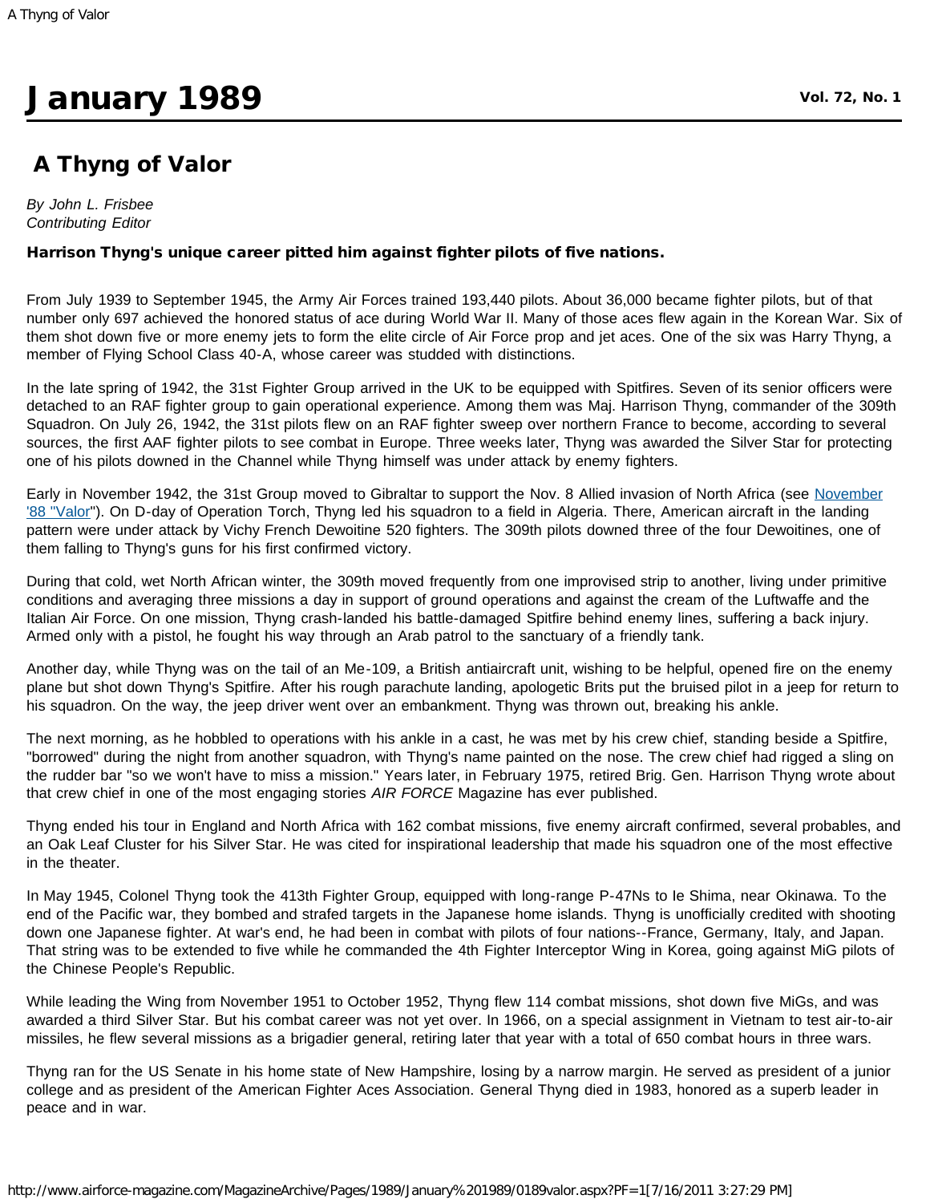# January 1989

**Vol. 72, No. 1**

## A Thyng of Valor

*By John L. Frisbee*
*Contributing Editor*

**Harrison Thyng's unique career pitted him against fighter pilots of five nations.**

From July 1939 to September 1945, the Army Air Forces trained 193,440 pilots. About 36,000 became fighter pilots, but of that number only 697 achieved the honored status of ace during World War II. Many of those aces flew again in the Korean War. Six of them shot down five or more enemy jets to form the elite circle of Air Force prop and jet aces. One of the six was Harry Thyng, a member of Flying School Class 40-A, whose career was studded with distinctions.

In the late spring of 1942, the 31st Fighter Group arrived in the UK to be equipped with Spitfires. Seven of its senior officers were detached to an RAF fighter group to gain operational experience. Among them was Maj. Harrison Thyng, commander of the 309th Squadron. On July 26, 1942, the 31st pilots flew on an RAF fighter sweep over northern France to become, according to several sources, the first AAF fighter pilots to see combat in Europe. Three weeks later, Thyng was awarded the Silver Star for protecting one of his pilots downed in the Channel while Thyng himself was under attack by enemy fighters.

Early in November 1942, the 31st Group moved to Gibraltar to support the Nov. 8 Allied invasion of North Africa (see November '88 "Valor"). On D-day of Operation Torch, Thyng led his squadron to a field in Algeria. There, American aircraft in the landing pattern were under attack by Vichy French Dewoitine 520 fighters. The 309th pilots downed three of the four Dewoitines, one of them falling to Thyng's guns for his first confirmed victory.

During that cold, wet North African winter, the 309th moved frequently from one improvised strip to another, living under primitive conditions and averaging three missions a day in support of ground operations and against the cream of the Luftwaffe and the Italian Air Force. On one mission, Thyng crash-landed his battle-damaged Spitfire behind enemy lines, suffering a back injury. Armed only with a pistol, he fought his way through an Arab patrol to the sanctuary of a friendly tank.

Another day, while Thyng was on the tail of an Me-109, a British antiaircraft unit, wishing to be helpful, opened fire on the enemy plane but shot down Thyng's Spitfire. After his rough parachute landing, apologetic Brits put the bruised pilot in a jeep for return to his squadron. On the way, the jeep driver went over an embankment. Thyng was thrown out, breaking his ankle.

The next morning, as he hobbled to operations with his ankle in a cast, he was met by his crew chief, standing beside a Spitfire, "borrowed" during the night from another squadron, with Thyng's name painted on the nose. The crew chief had rigged a sling on the rudder bar "so we won't have to miss a mission." Years later, in February 1975, retired Brig. Gen. Harrison Thyng wrote about that crew chief in one of the most engaging stories *AIR FORCE* Magazine has ever published.

Thyng ended his tour in England and North Africa with 162 combat missions, five enemy aircraft confirmed, several probables, and an Oak Leaf Cluster for his Silver Star. He was cited for inspirational leadership that made his squadron one of the most effective in the theater.

In May 1945, Colonel Thyng took the 413th Fighter Group, equipped with long-range P-47Ns to Ie Shima, near Okinawa. To the end of the Pacific war, they bombed and strafed targets in the Japanese home islands. Thyng is unofficially credited with shooting down one Japanese fighter. At war's end, he had been in combat with pilots of four nations--France, Germany, Italy, and Japan. That string was to be extended to five while he commanded the 4th Fighter Interceptor Wing in Korea, going against MiG pilots of the Chinese People's Republic.

While leading the Wing from November 1951 to October 1952, Thyng flew 114 combat missions, shot down five MiGs, and was awarded a third Silver Star. But his combat career was not yet over. In 1966, on a special assignment in Vietnam to test air-to-air missiles, he flew several missions as a brigadier general, retiring later that year with a total of 650 combat hours in three wars.

Thyng ran for the US Senate in his home state of New Hampshire, losing by a narrow margin. He served as president of a junior college and as president of the American Fighter Aces Association. General Thyng died in 1983, honored as a superb leader in peace and in war.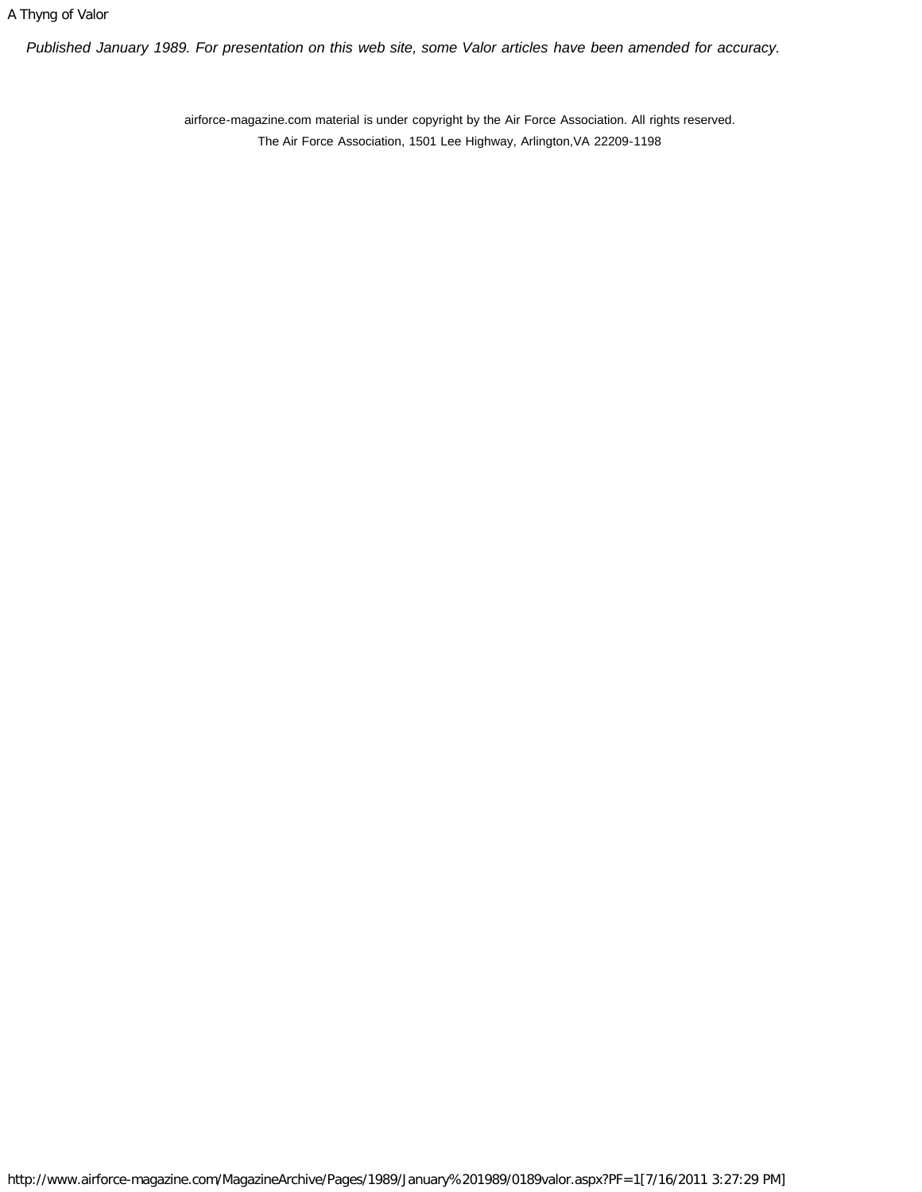*Published January 1989. For presentation on this web site, some Valor articles have been amended for accuracy.*

airforce-magazine.com material is under copyright by the Air Force Association. All rights reserved.

The Air Force Association, 1501 Lee Highway, Arlington,VA 22209-1198